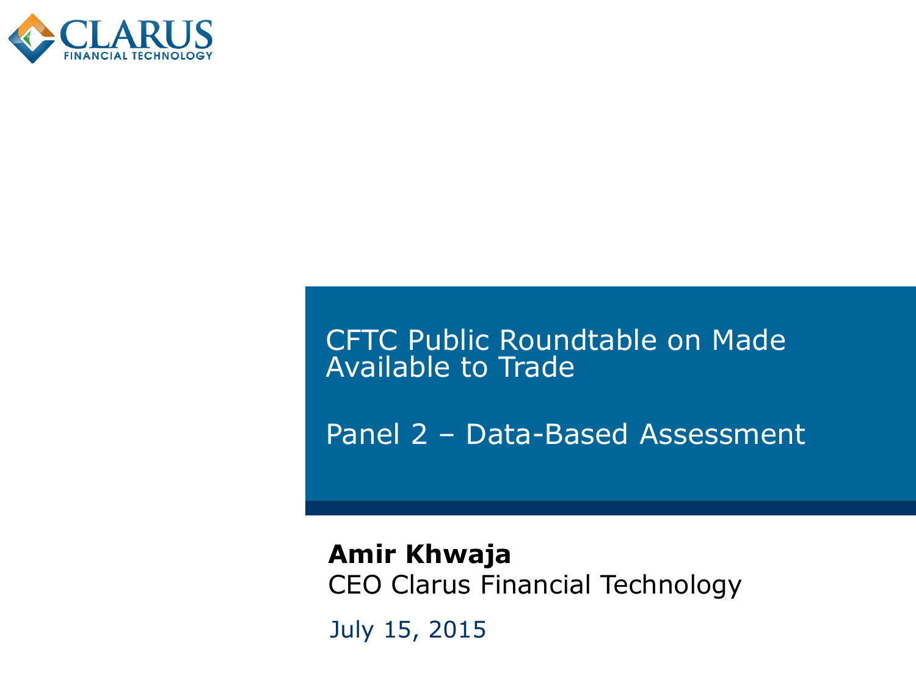CLARUS
FINANCIAL TECHNOLOGY

# CFTC Public Roundtable on Made Available to Trade

## Panel 2 – Data-Based Assessment

**Amir Khwaja**
CEO Clarus Financial Technology

July 15, 2015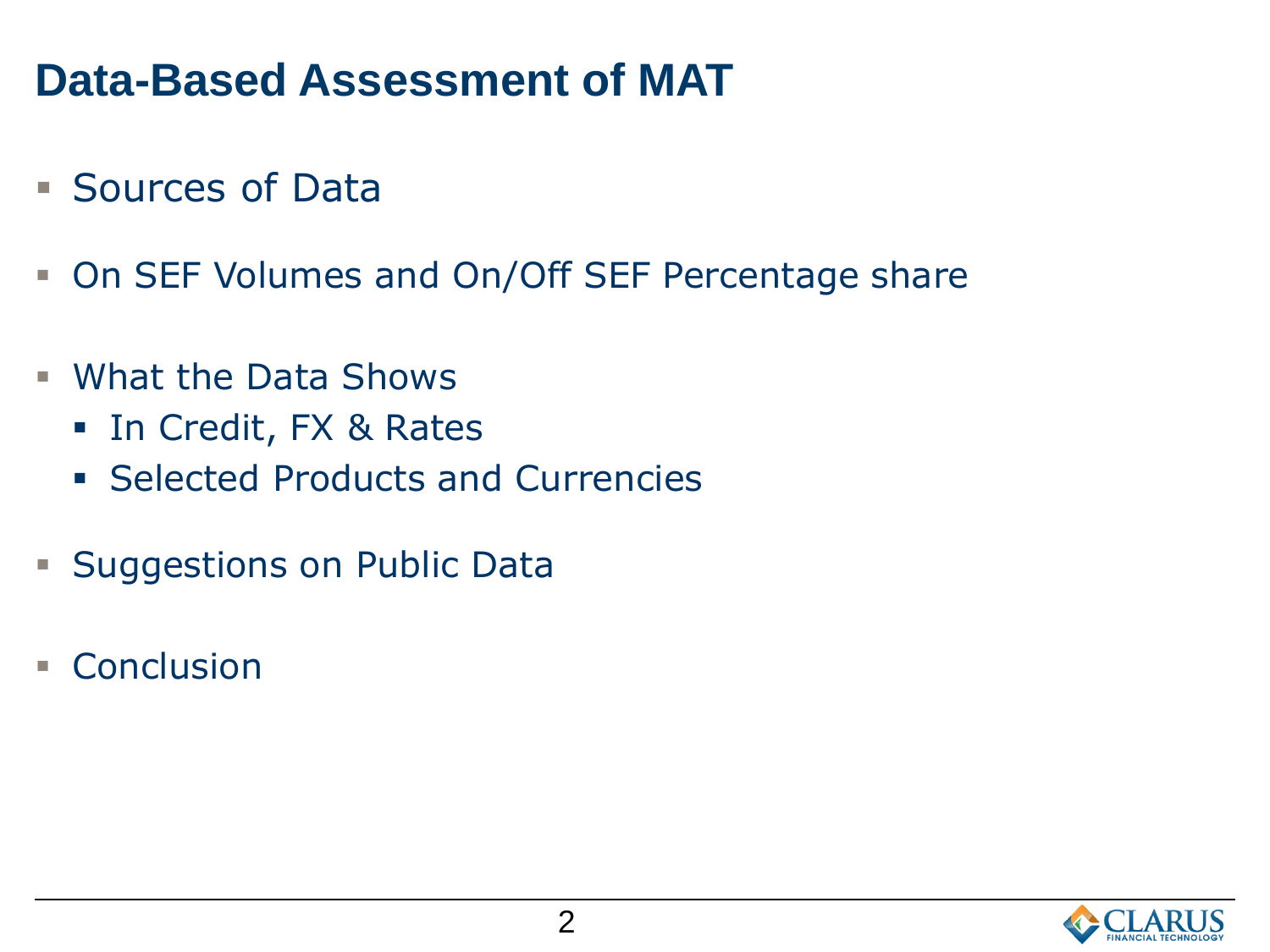# Data-Based Assessment of MAT

- Sources of Data
- On SEF Volumes and On/Off SEF Percentage share
- What the Data Shows
  - In Credit, FX & Rates
  - Selected Products and Currencies
- Suggestions on Public Data
- Conclusion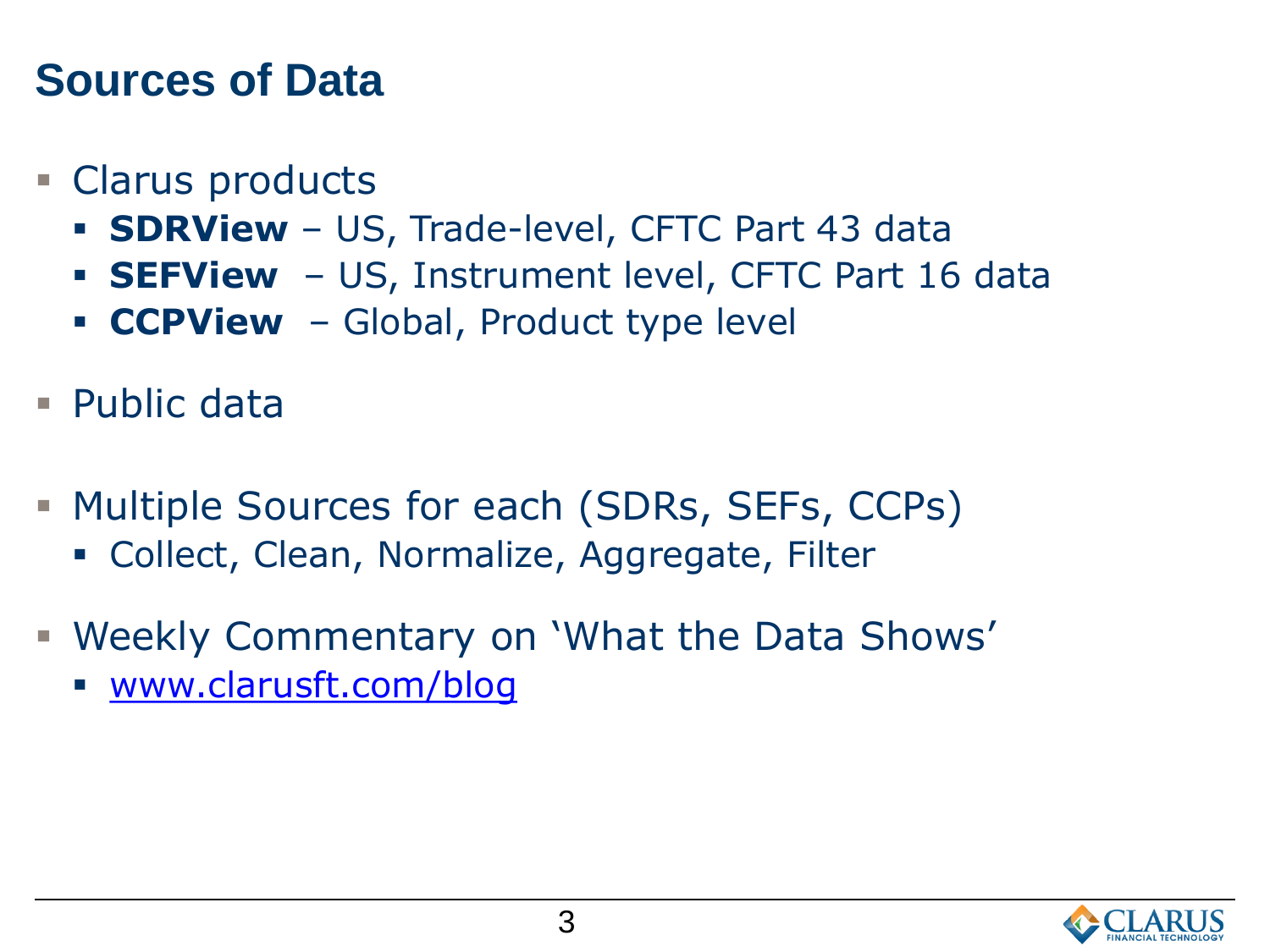# Sources of Data

- Clarus products
  - **SDRView** – US, Trade-level, CFTC Part 43 data
  - **SEFView** – US, Instrument level, CFTC Part 16 data
  - **CCPView** – Global, Product type level
- Public data
- Multiple Sources for each (SDRs, SEFs, CCPs)
  - Collect, Clean, Normalize, Aggregate, Filter
- Weekly Commentary on 'What the Data Shows'
  - [www.clarusft.com/blog](http://www.clarusft.com/blog)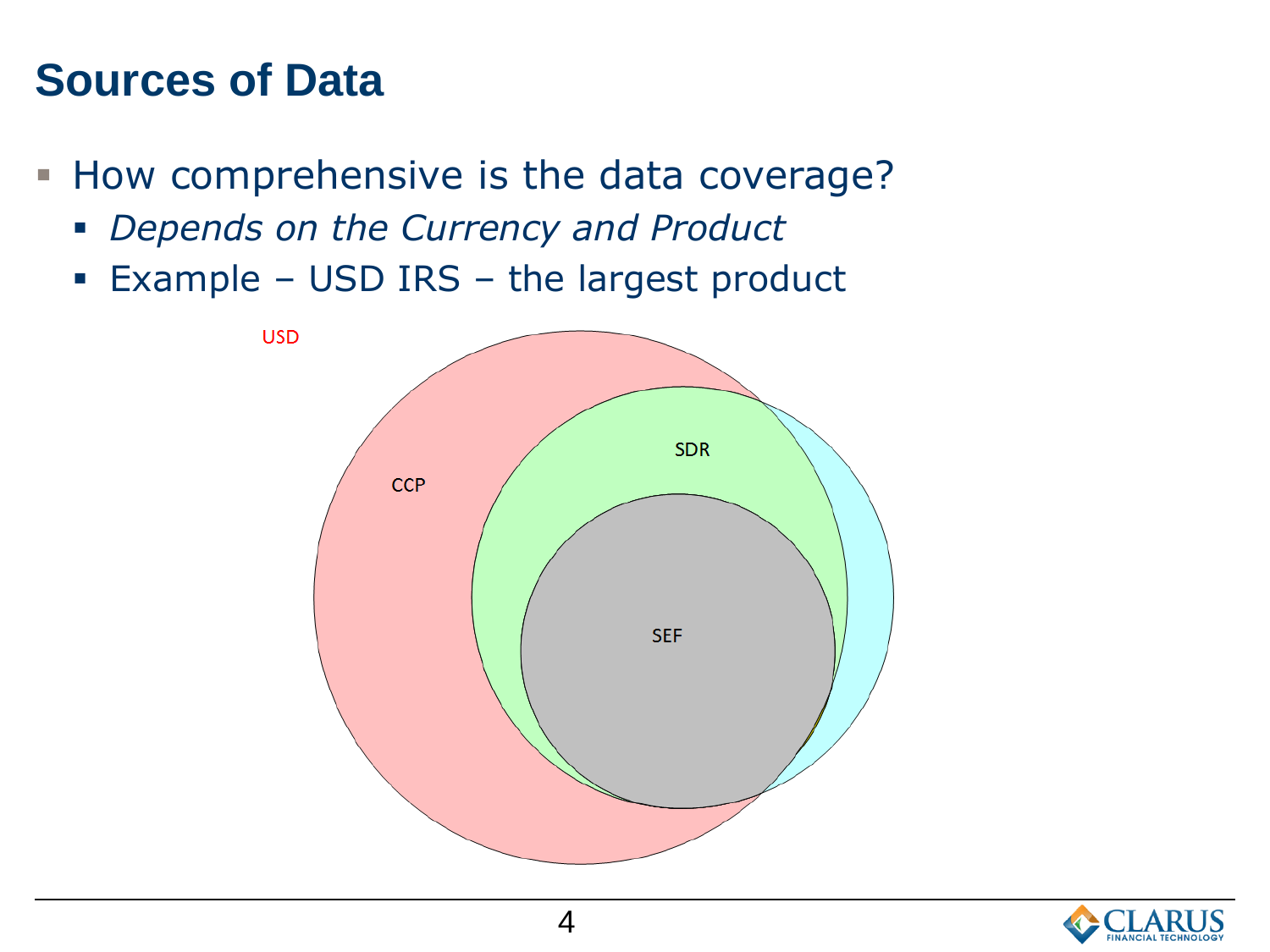# Sources of Data

- How comprehensive is the data coverage?
  - *Depends on the Currency and Product*
  - Example – USD IRS – the largest product

USD

CCP

SDR

SEF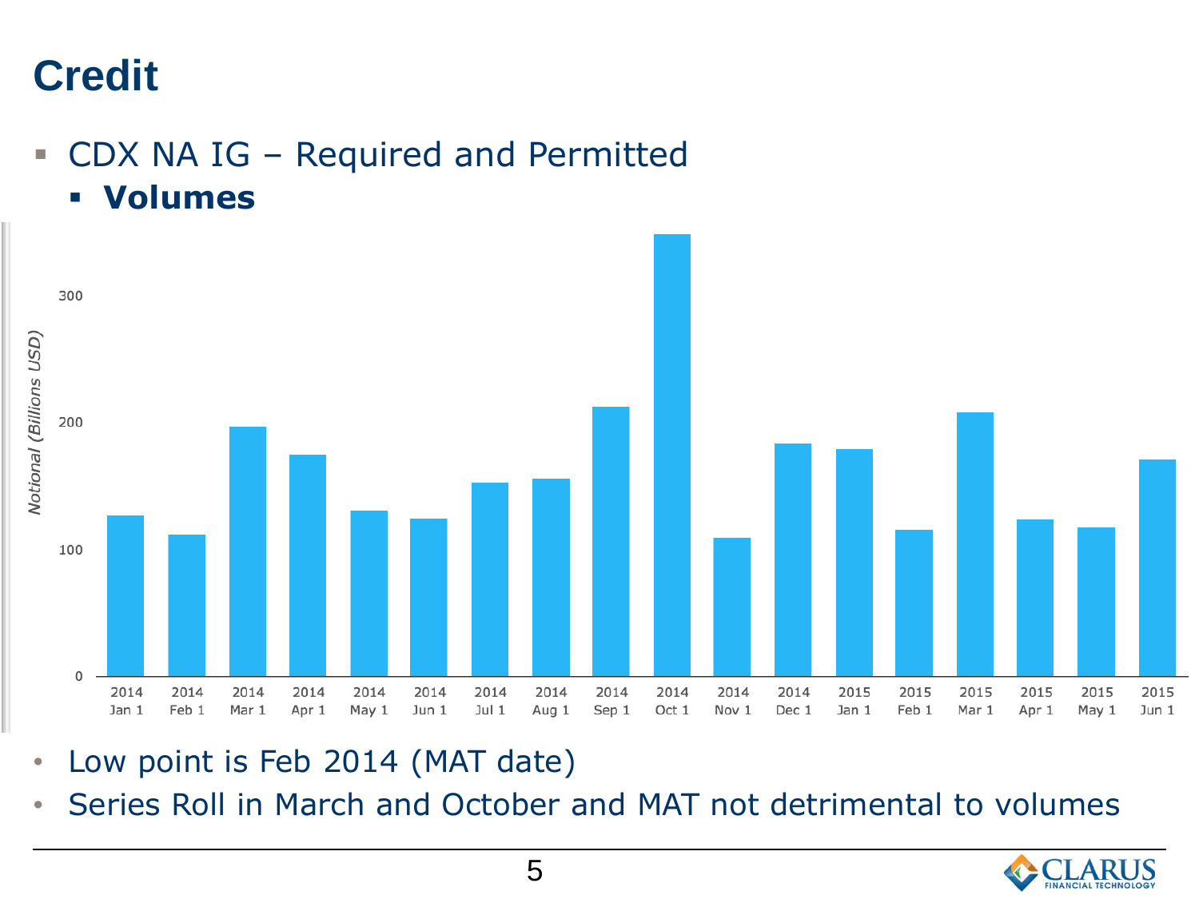# Credit

- CDX NA IG – Required and Permitted
  - **Volumes**

Notional (Billions USD)

300

200

100

0

2014 Jan 1 | 2014 Feb 1 | 2014 Mar 1 | 2014 Apr 1 | 2014 May 1 | 2014 Jun 1 | 2014 Jul 1 | 2014 Aug 1 | 2014 Sep 1 | 2014 Oct 1 | 2014 Nov 1 | 2014 Dec 1 | 2015 Jan 1 | 2015 Feb 1 | 2015 Mar 1 | 2015 Apr 1 | 2015 May 1 | 2015 Jun 1

- Low point is Feb 2014 (MAT date)
- Series Roll in March and October and MAT not detrimental to volumes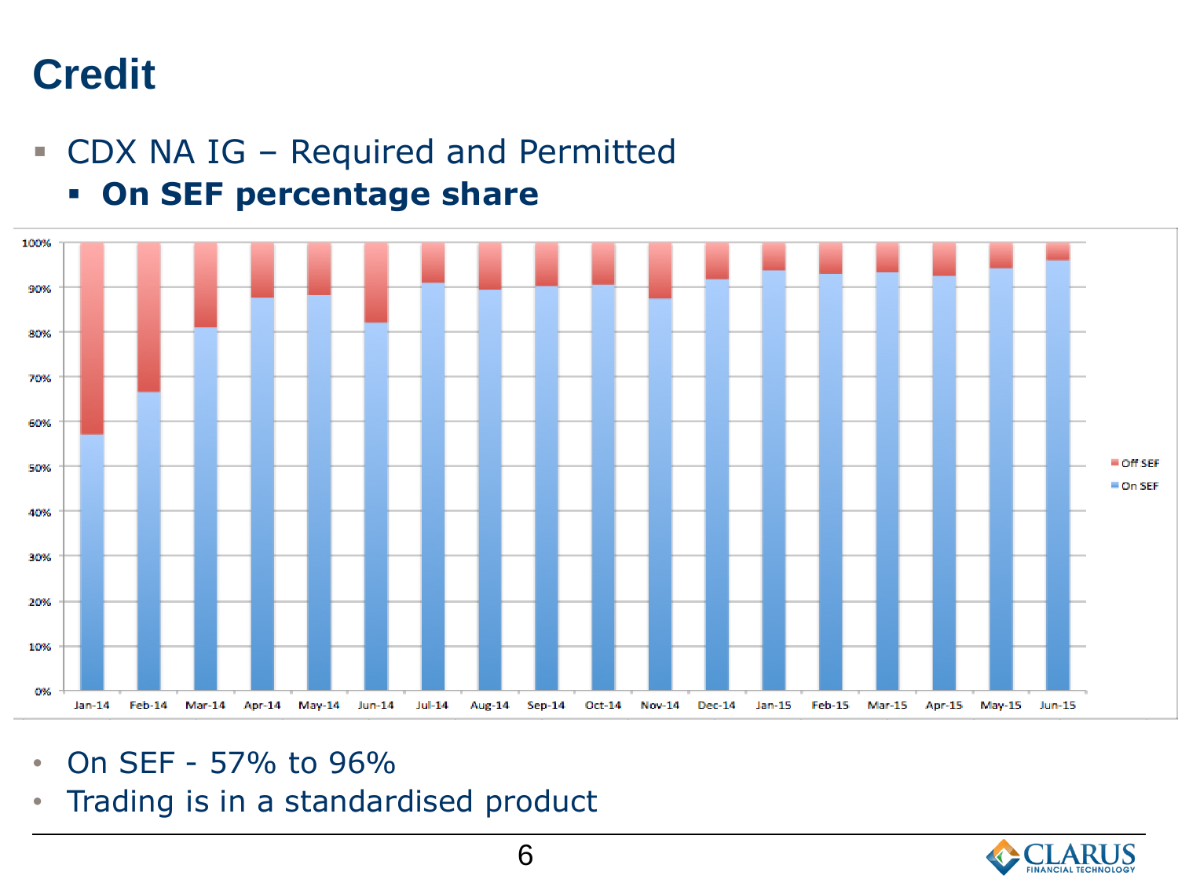# Credit

- CDX NA IG – Required and Permitted
  - **On SEF percentage share**

- On SEF - 57% to 96%
- Trading is in a standardised product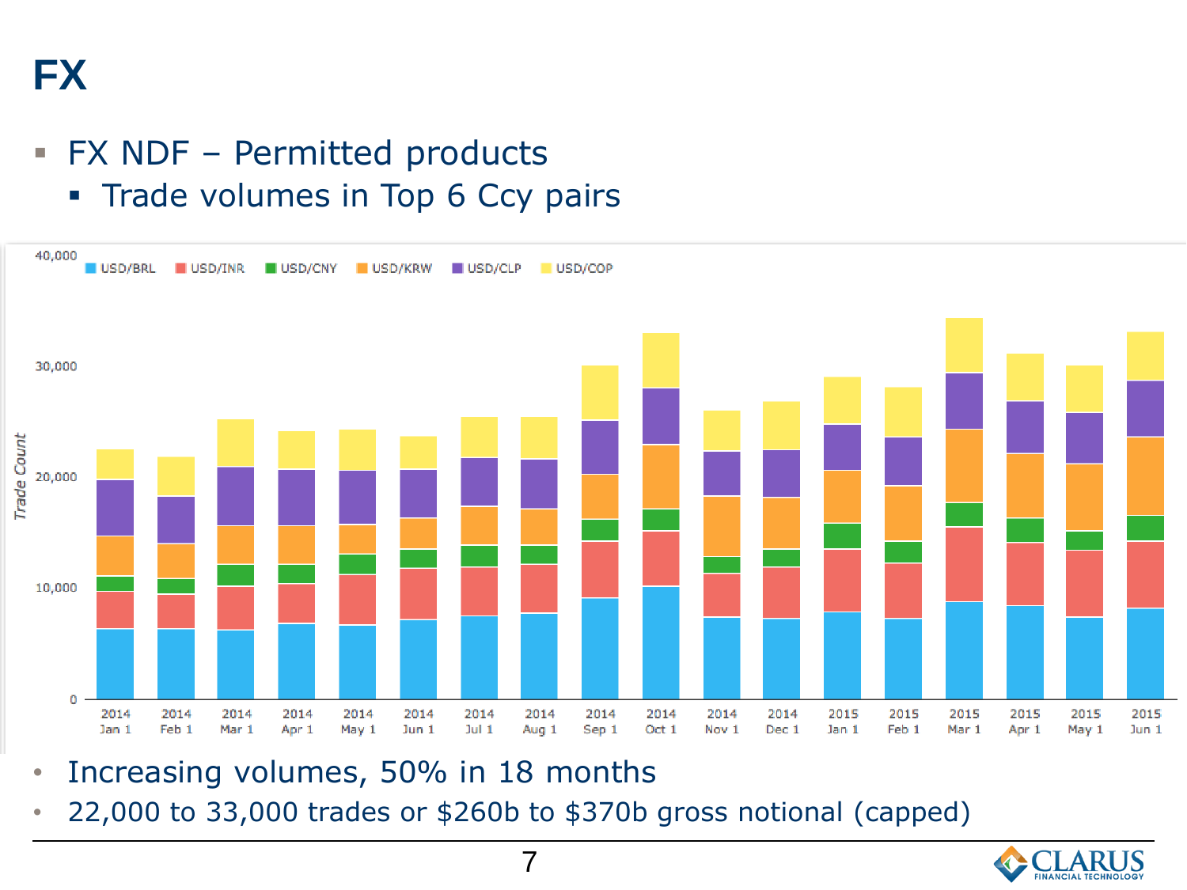# FX

- FX NDF – Permitted products
  - Trade volumes in Top 6 Ccy pairs

- Increasing volumes, 50% in 18 months
- 22,000 to 33,000 trades or $260b to $370b gross notional (capped)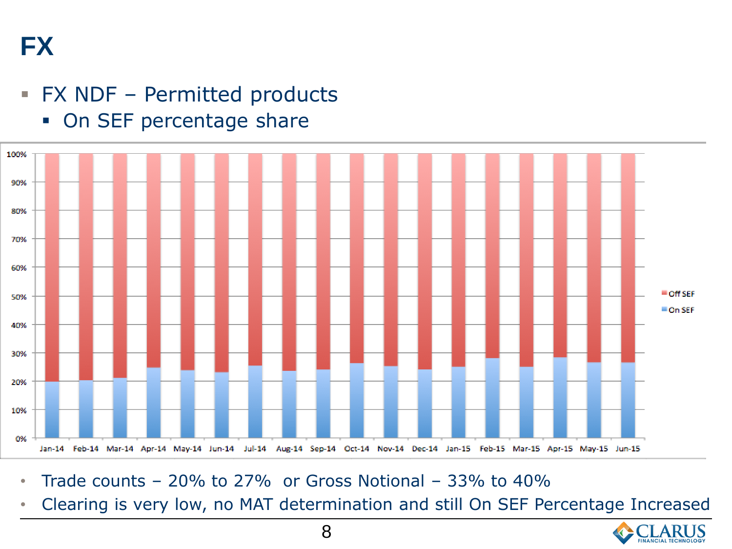# FX

- FX NDF – Permitted products
  - On SEF percentage share

- Trade counts – 20% to 27% or Gross Notional – 33% to 40%
- Clearing is very low, no MAT determination and still On SEF Percentage Increased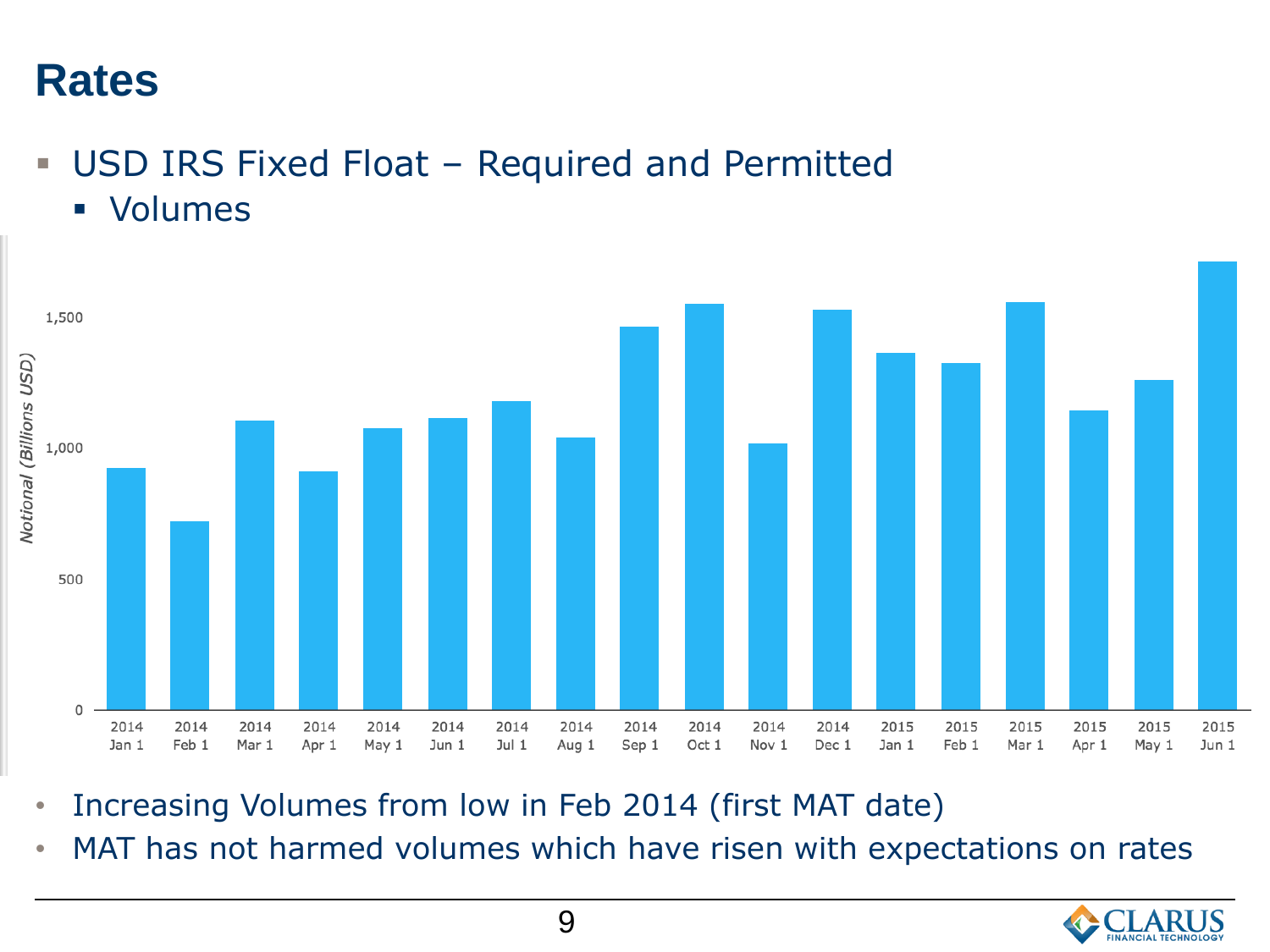# Rates

- USD IRS Fixed Float – Required and Permitted
  - Volumes

- Increasing Volumes from low in Feb 2014 (first MAT date)
- MAT has not harmed volumes which have risen with expectations on rates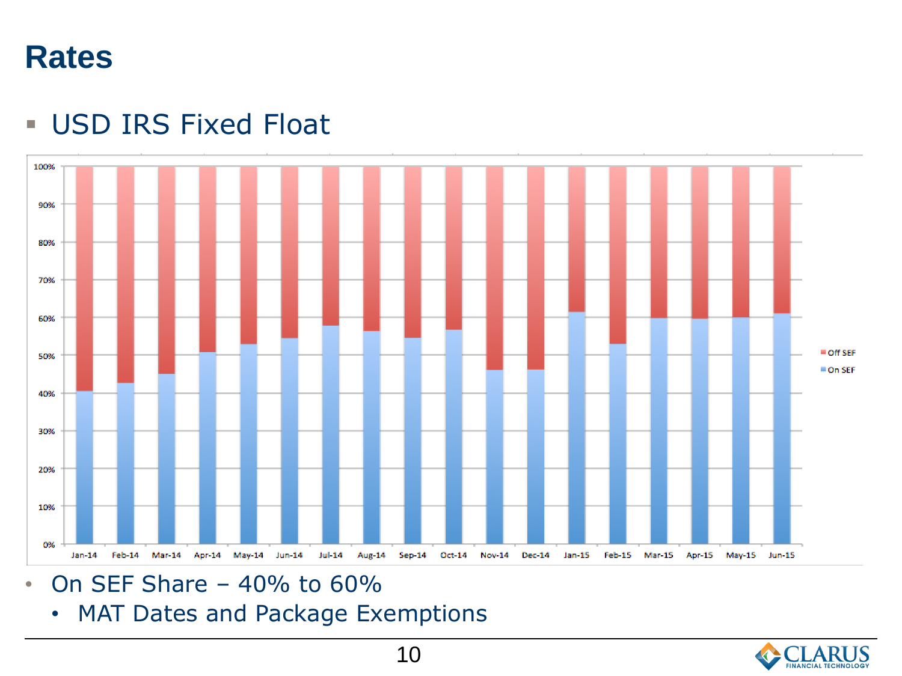# Rates

- USD IRS Fixed Float

- On SEF Share – 40% to 60%
  - MAT Dates and Package Exemptions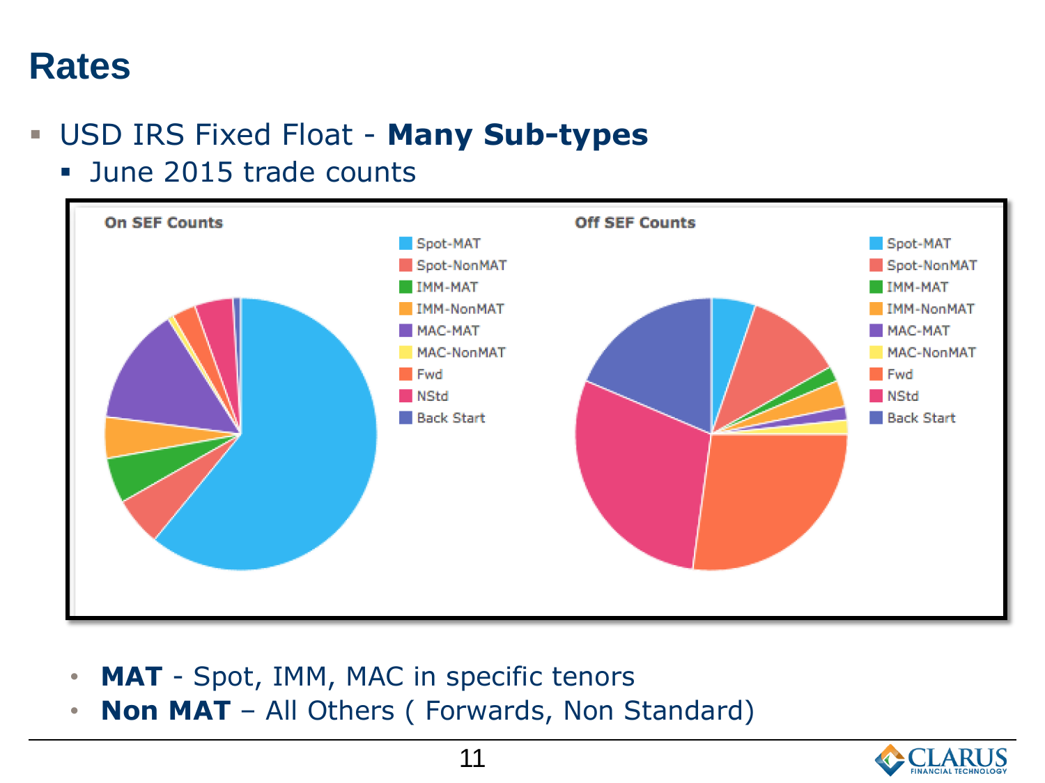# Rates

- USD IRS Fixed Float - **Many Sub-types**
  - June 2015 trade counts

**On SEF Counts**

- Spot-MAT
- Spot-NonMAT
- IMM-MAT
- IMM-NonMAT
- MAC-MAT
- MAC-NonMAT
- Fwd
- NStd
- Back Start

**Off SEF Counts**

- Spot-MAT
- Spot-NonMAT
- IMM-MAT
- IMM-NonMAT
- MAC-MAT
- MAC-NonMAT
- Fwd
- NStd
- Back Start

- **MAT** - Spot, IMM, MAC in specific tenors
- **Non MAT** – All Others ( Forwards, Non Standard)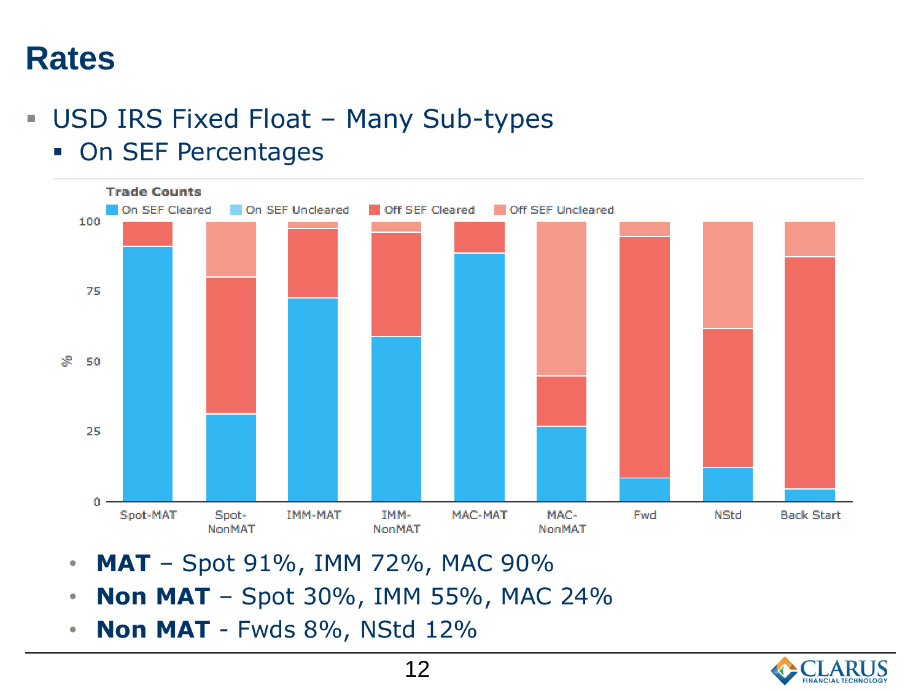# Rates

- USD IRS Fixed Float – Many Sub-types
  - On SEF Percentages

Trade Counts

On SEF Cleared | On SEF Uncleared | Off SEF Cleared | Off SEF Uncleared

Spot-MAT | Spot-NonMAT | IMM-MAT | IMM-NonMAT | MAC-MAT | MAC-NonMAT | Fwd | NStd | Back Start

- **MAT** – Spot 91%, IMM 72%, MAC 90%
- **Non MAT** – Spot 30%, IMM 55%, MAC 24%
- **Non MAT** - Fwds 8%, NStd 12%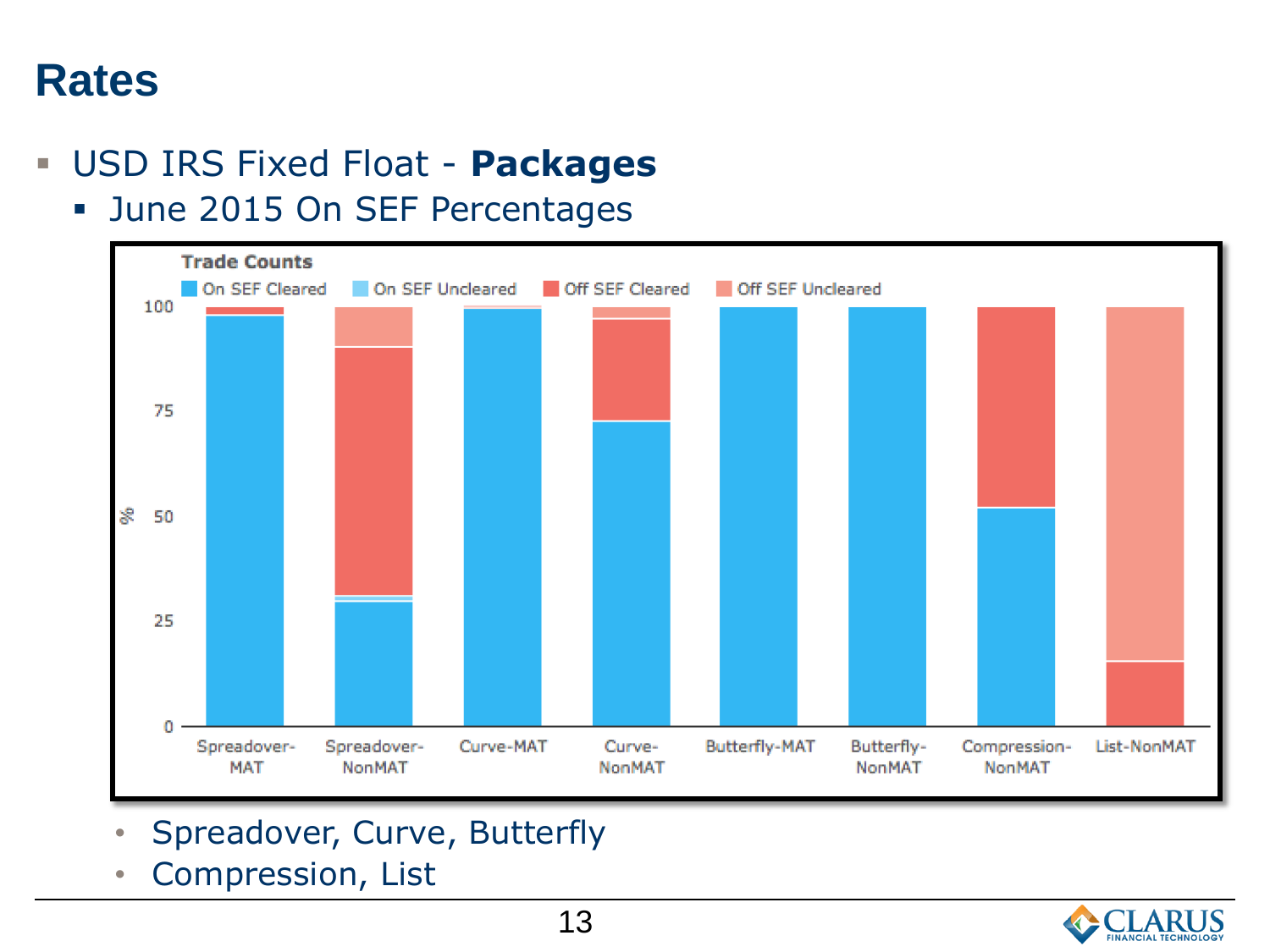# Rates

- USD IRS Fixed Float - **Packages**
  - June 2015 On SEF Percentages

Trade Counts

On SEF Cleared | On SEF Uncleared | Off SEF Cleared | Off SEF Uncleared

%

100, 75, 50, 25, 0

Spreadover-MAT | Spreadover-NonMAT | Curve-MAT | Curve-NonMAT | Butterfly-MAT | Butterfly-NonMAT | Compression-NonMAT | List-NonMAT

- Spreadover, Curve, Butterfly
- Compression, List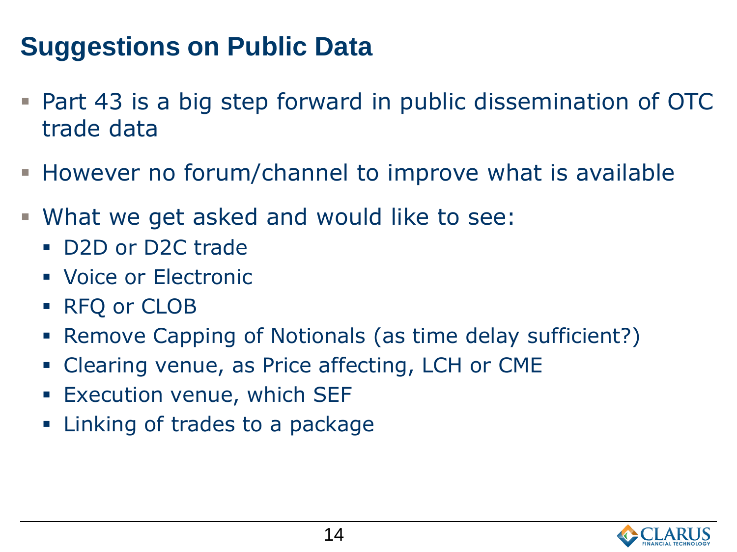# Suggestions on Public Data

- Part 43 is a big step forward in public dissemination of OTC trade data
- However no forum/channel to improve what is available
- What we get asked and would like to see:
  - D2D or D2C trade
  - Voice or Electronic
  - RFQ or CLOB
  - Remove Capping of Notionals (as time delay sufficient?)
  - Clearing venue, as Price affecting, LCH or CME
  - Execution venue, which SEF
  - Linking of trades to a package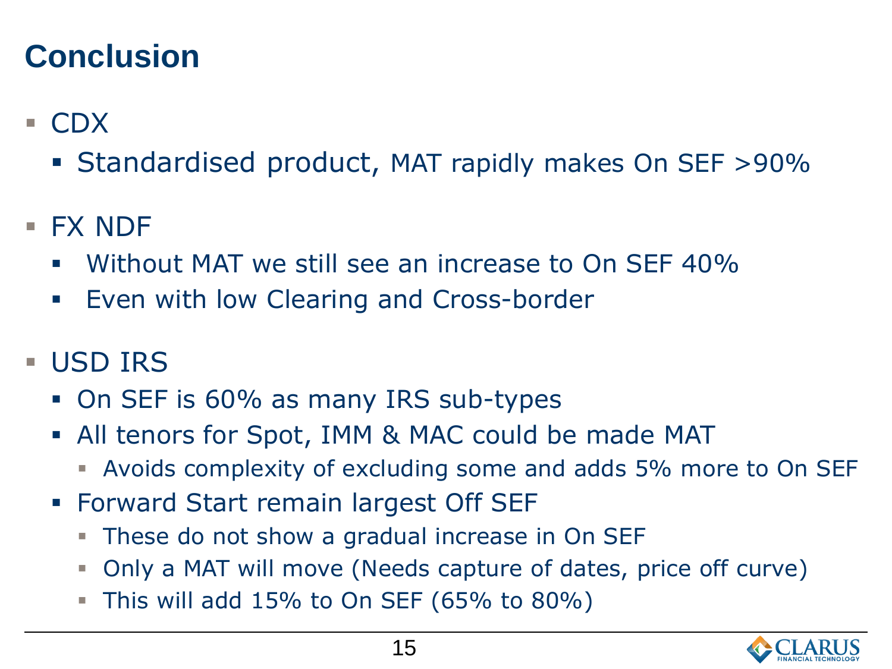# Conclusion

- CDX
  - Standardised product, MAT rapidly makes On SEF >90%
- FX NDF
  - Without MAT we still see an increase to On SEF 40%
  - Even with low Clearing and Cross-border
- USD IRS
  - On SEF is 60% as many IRS sub-types
  - All tenors for Spot, IMM & MAC could be made MAT
    - Avoids complexity of excluding some and adds 5% more to On SEF
  - Forward Start remain largest Off SEF
    - These do not show a gradual increase in On SEF
    - Only a MAT will move (Needs capture of dates, price off curve)
    - This will add 15% to On SEF (65% to 80%)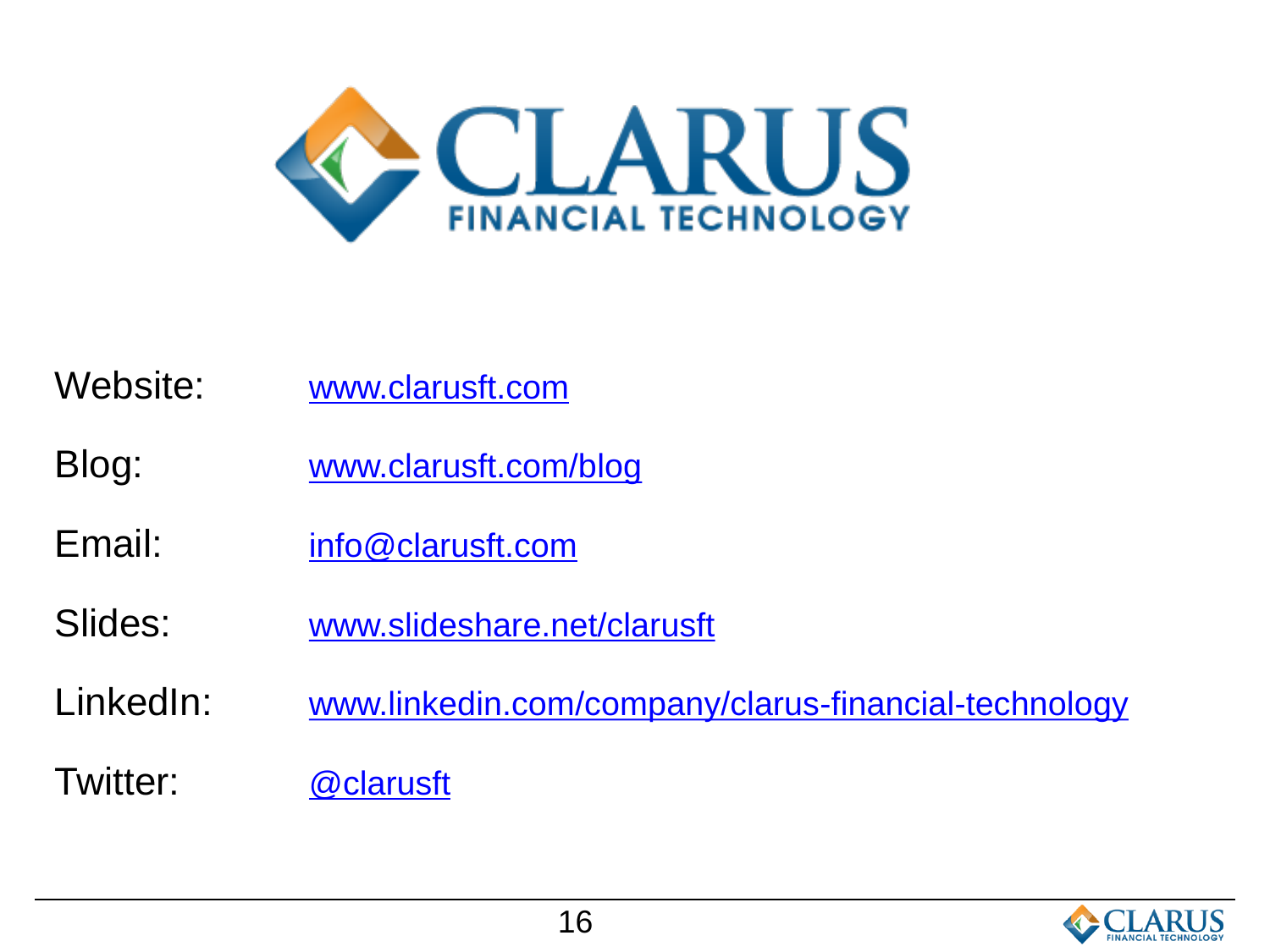CLARUS
FINANCIAL TECHNOLOGY

| | |
|---|---|
| Website: | www.clarusft.com |
| Blog: | www.clarusft.com/blog |
| Email: | info@clarusft.com |
| Slides: | www.slideshare.net/clarusft |
| LinkedIn: | www.linkedin.com/company/clarus-financial-technology |
| Twitter: | @clarusft |